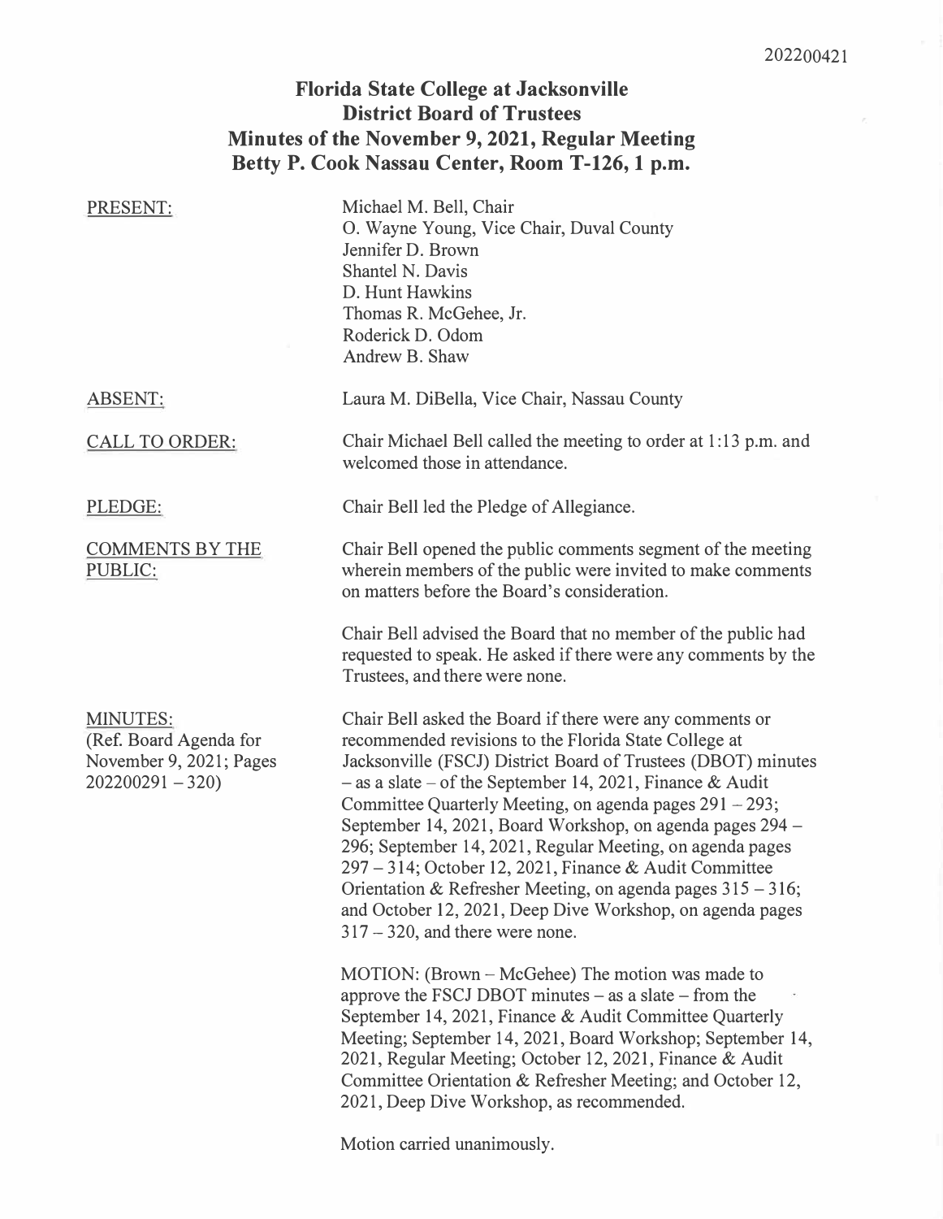# Florida State College at Jacksonville
# District Board of Trustees
# Minutes of the November 9, 2021, Regular Meeting
# Betty P. Cook Nassau Center, Room T-126, 1 p.m.

PRESENT:

Michael M. Bell, Chair
O. Wayne Young, Vice Chair, Duval County
Jennifer D. Brown
Shantel N. Davis
D. Hunt Hawkins
Thomas R. McGehee, Jr.
Roderick D. Odom
Andrew B. Shaw

ABSENT:

Laura M. DiBella, Vice Chair, Nassau County

CALL TO ORDER:

Chair Michael Bell called the meeting to order at 1:13 p.m. and welcomed those in attendance.

PLEDGE:

Chair Bell led the Pledge of Allegiance.

COMMENTS BY THE PUBLIC:

Chair Bell opened the public comments segment of the meeting wherein members of the public were invited to make comments on matters before the Board's consideration.

Chair Bell advised the Board that no member of the public had requested to speak. He asked if there were any comments by the Trustees, and there were none.

MINUTES:
(Ref. Board Agenda for November 9, 2021; Pages 202200291 – 320)

Chair Bell asked the Board if there were any comments or recommended revisions to the Florida State College at Jacksonville (FSCJ) District Board of Trustees (DBOT) minutes – as a slate – of the September 14, 2021, Finance & Audit Committee Quarterly Meeting, on agenda pages 291 – 293; September 14, 2021, Board Workshop, on agenda pages 294 – 296; September 14, 2021, Regular Meeting, on agenda pages 297 – 314; October 12, 2021, Finance & Audit Committee Orientation & Refresher Meeting, on agenda pages 315 – 316; and October 12, 2021, Deep Dive Workshop, on agenda pages 317 – 320, and there were none.

MOTION: (Brown – McGehee) The motion was made to approve the FSCJ DBOT minutes – as a slate – from the September 14, 2021, Finance & Audit Committee Quarterly Meeting; September 14, 2021, Board Workshop; September 14, 2021, Regular Meeting; October 12, 2021, Finance & Audit Committee Orientation & Refresher Meeting; and October 12, 2021, Deep Dive Workshop, as recommended.

Motion carried unanimously.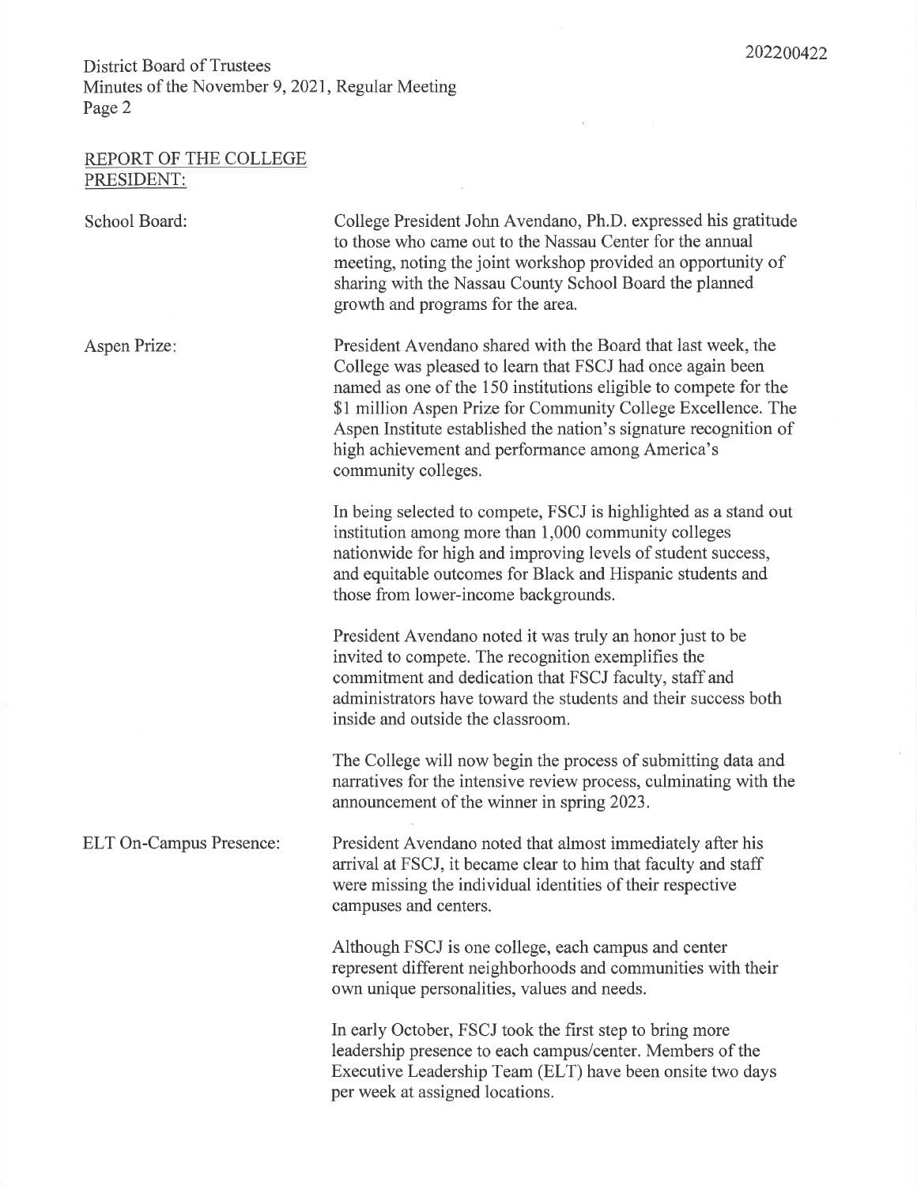## REPORT OF THE COLLEGE PRESIDENT:

**School Board:**

College President John Avendano, Ph.D. expressed his gratitude to those who came out to the Nassau Center for the annual meeting, noting the joint workshop provided an opportunity of sharing with the Nassau County School Board the planned growth and programs for the area.

**Aspen Prize:**

President Avendano shared with the Board that last week, the College was pleased to learn that FSCJ had once again been named as one of the 150 institutions eligible to compete for the $1 million Aspen Prize for Community College Excellence. The Aspen Institute established the nation's signature recognition of high achievement and performance among America's community colleges.

In being selected to compete, FSCJ is highlighted as a stand out institution among more than 1,000 community colleges nationwide for high and improving levels of student success, and equitable outcomes for Black and Hispanic students and those from lower-income backgrounds.

President Avendano noted it was truly an honor just to be invited to compete. The recognition exemplifies the commitment and dedication that FSCJ faculty, staff and administrators have toward the students and their success both inside and outside the classroom.

The College will now begin the process of submitting data and narratives for the intensive review process, culminating with the announcement of the winner in spring 2023.

**ELT On-Campus Presence:**

President Avendano noted that almost immediately after his arrival at FSCJ, it became clear to him that faculty and staff were missing the individual identities of their respective campuses and centers.

Although FSCJ is one college, each campus and center represent different neighborhoods and communities with their own unique personalities, values and needs.

In early October, FSCJ took the first step to bring more leadership presence to each campus/center. Members of the Executive Leadership Team (ELT) have been onsite two days per week at assigned locations.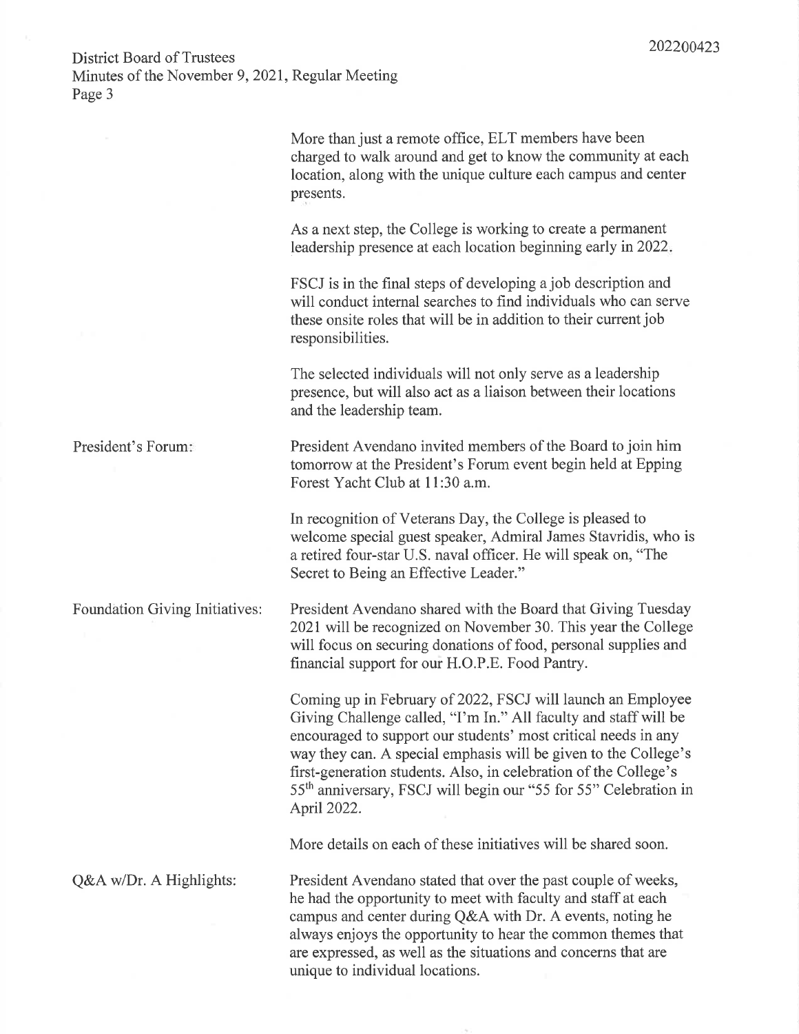More than just a remote office, ELT members have been charged to walk around and get to know the community at each location, along with the unique culture each campus and center presents.

As a next step, the College is working to create a permanent leadership presence at each location beginning early in 2022.

FSCJ is in the final steps of developing a job description and will conduct internal searches to find individuals who can serve these onsite roles that will be in addition to their current job responsibilities.

The selected individuals will not only serve as a leadership presence, but will also act as a liaison between their locations and the leadership team.

**President's Forum:**

President Avendano invited members of the Board to join him tomorrow at the President's Forum event begin held at Epping Forest Yacht Club at 11:30 a.m.

In recognition of Veterans Day, the College is pleased to welcome special guest speaker, Admiral James Stavridis, who is a retired four-star U.S. naval officer. He will speak on, "The Secret to Being an Effective Leader."

**Foundation Giving Initiatives:**

President Avendano shared with the Board that Giving Tuesday 2021 will be recognized on November 30. This year the College will focus on securing donations of food, personal supplies and financial support for our H.O.P.E. Food Pantry.

Coming up in February of 2022, FSCJ will launch an Employee Giving Challenge called, "I'm In." All faculty and staff will be encouraged to support our students' most critical needs in any way they can. A special emphasis will be given to the College's first-generation students. Also, in celebration of the College's 55th anniversary, FSCJ will begin our "55 for 55" Celebration in April 2022.

More details on each of these initiatives will be shared soon.

**Q&A w/Dr. A Highlights:**

President Avendano stated that over the past couple of weeks, he had the opportunity to meet with faculty and staff at each campus and center during Q&A with Dr. A events, noting he always enjoys the opportunity to hear the common themes that are expressed, as well as the situations and concerns that are unique to individual locations.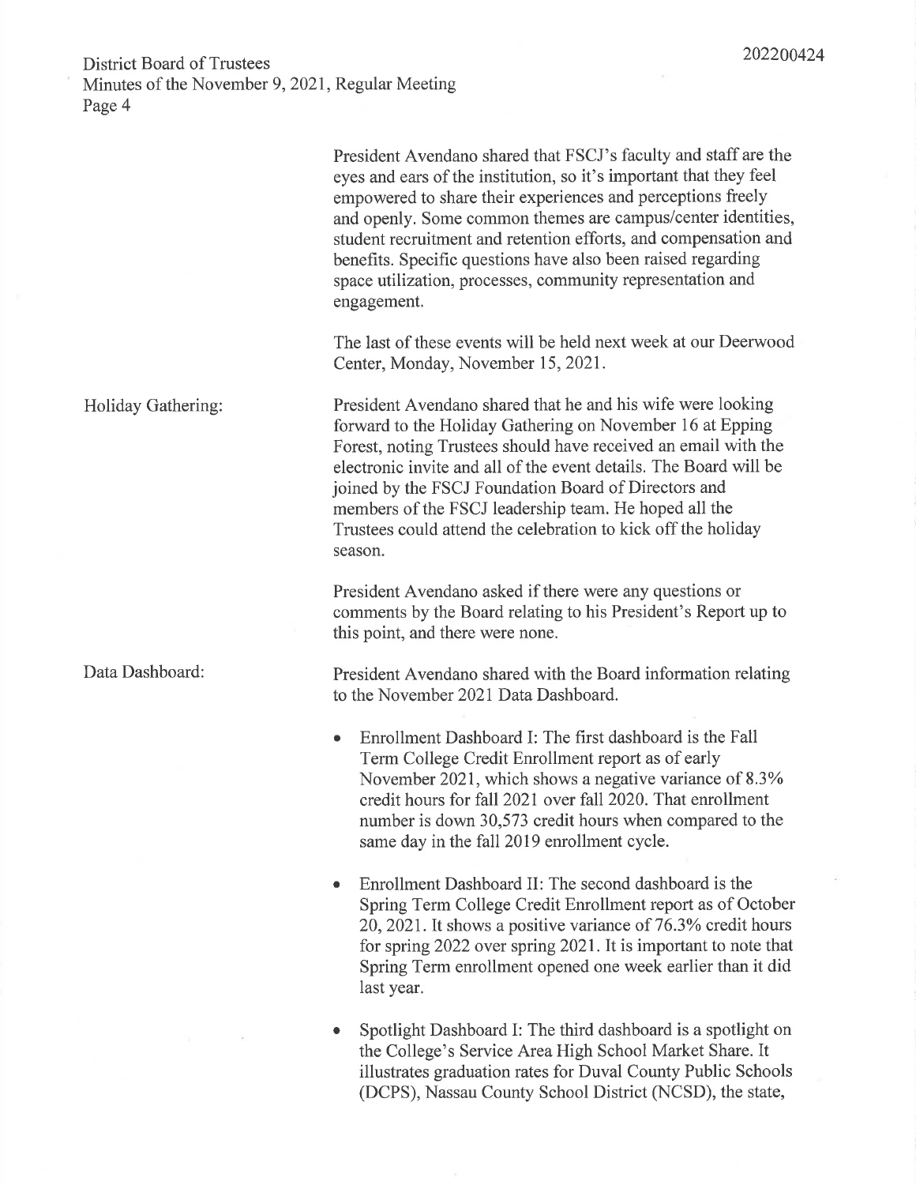President Avendano shared that FSCJ's faculty and staff are the eyes and ears of the institution, so it's important that they feel empowered to share their experiences and perceptions freely and openly. Some common themes are campus/center identities, student recruitment and retention efforts, and compensation and benefits. Specific questions have also been raised regarding space utilization, processes, community representation and engagement.

The last of these events will be held next week at our Deerwood Center, Monday, November 15, 2021.

**Holiday Gathering:**

President Avendano shared that he and his wife were looking forward to the Holiday Gathering on November 16 at Epping Forest, noting Trustees should have received an email with the electronic invite and all of the event details. The Board will be joined by the FSCJ Foundation Board of Directors and members of the FSCJ leadership team. He hoped all the Trustees could attend the celebration to kick off the holiday season.

President Avendano asked if there were any questions or comments by the Board relating to his President's Report up to this point, and there were none.

**Data Dashboard:**

President Avendano shared with the Board information relating to the November 2021 Data Dashboard.

- Enrollment Dashboard I: The first dashboard is the Fall Term College Credit Enrollment report as of early November 2021, which shows a negative variance of 8.3% credit hours for fall 2021 over fall 2020. That enrollment number is down 30,573 credit hours when compared to the same day in the fall 2019 enrollment cycle.

- Enrollment Dashboard II: The second dashboard is the Spring Term College Credit Enrollment report as of October 20, 2021. It shows a positive variance of 76.3% credit hours for spring 2022 over spring 2021. It is important to note that Spring Term enrollment opened one week earlier than it did last year.

- Spotlight Dashboard I: The third dashboard is a spotlight on the College's Service Area High School Market Share. It illustrates graduation rates for Duval County Public Schools (DCPS), Nassau County School District (NCSD), the state,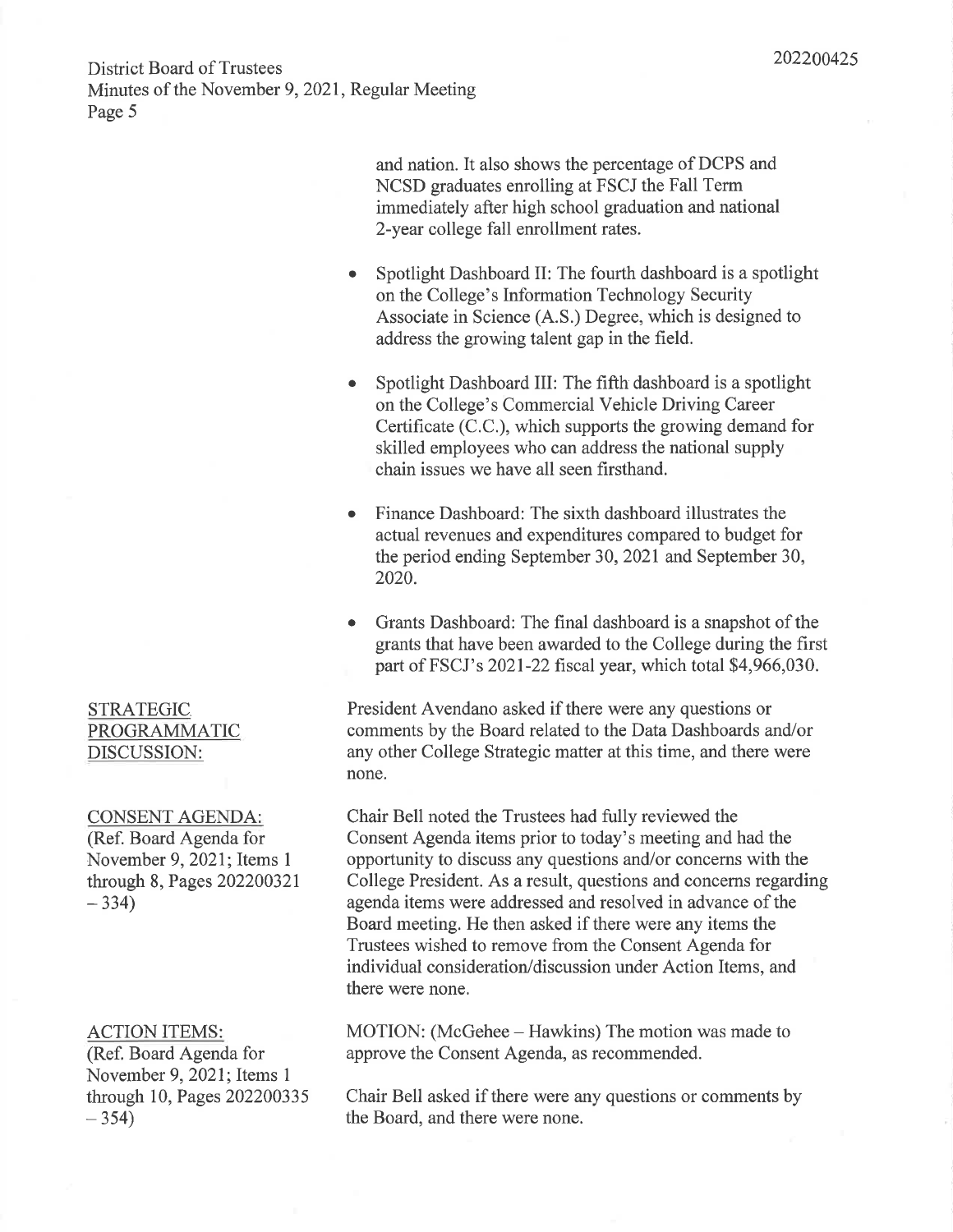and nation. It also shows the percentage of DCPS and NCSD graduates enrolling at FSCJ the Fall Term immediately after high school graduation and national 2-year college fall enrollment rates.

- Spotlight Dashboard II: The fourth dashboard is a spotlight on the College's Information Technology Security Associate in Science (A.S.) Degree, which is designed to address the growing talent gap in the field.
- Spotlight Dashboard III: The fifth dashboard is a spotlight on the College's Commercial Vehicle Driving Career Certificate (C.C.), which supports the growing demand for skilled employees who can address the national supply chain issues we have all seen firsthand.
- Finance Dashboard: The sixth dashboard illustrates the actual revenues and expenditures compared to budget for the period ending September 30, 2021 and September 30, 2020.
- Grants Dashboard: The final dashboard is a snapshot of the grants that have been awarded to the College during the first part of FSCJ's 2021-22 fiscal year, which total $4,966,030.

STRATEGIC PROGRAMMATIC DISCUSSION:

President Avendano asked if there were any questions or comments by the Board related to the Data Dashboards and/or any other College Strategic matter at this time, and there were none.

CONSENT AGENDA:
(Ref. Board Agenda for November 9, 2021; Items 1 through 8, Pages 202200321 – 334)

Chair Bell noted the Trustees had fully reviewed the Consent Agenda items prior to today's meeting and had the opportunity to discuss any questions and/or concerns with the College President. As a result, questions and concerns regarding agenda items were addressed and resolved in advance of the Board meeting. He then asked if there were any items the Trustees wished to remove from the Consent Agenda for individual consideration/discussion under Action Items, and there were none.

ACTION ITEMS:
(Ref. Board Agenda for November 9, 2021; Items 1 through 10, Pages 202200335 – 354)

MOTION: (McGehee – Hawkins) The motion was made to approve the Consent Agenda, as recommended.

Chair Bell asked if there were any questions or comments by the Board, and there were none.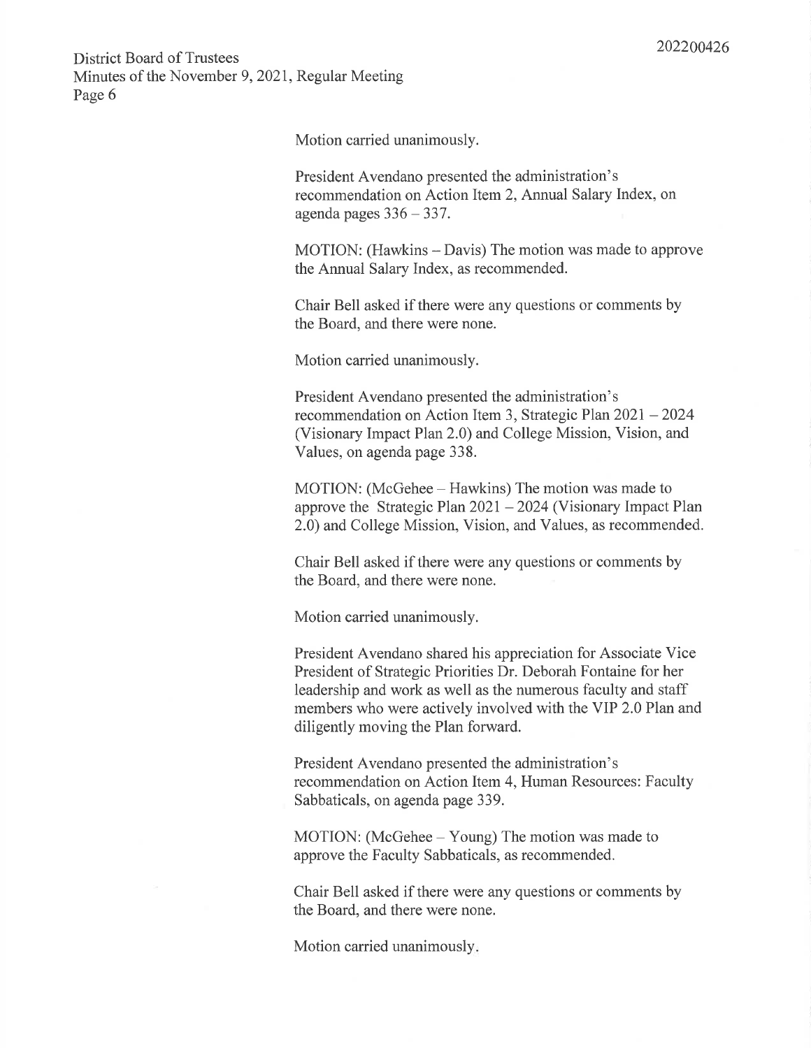Motion carried unanimously.

President Avendano presented the administration's recommendation on Action Item 2, Annual Salary Index, on agenda pages 336 – 337.

MOTION: (Hawkins – Davis) The motion was made to approve the Annual Salary Index, as recommended.

Chair Bell asked if there were any questions or comments by the Board, and there were none.

Motion carried unanimously.

President Avendano presented the administration's recommendation on Action Item 3, Strategic Plan 2021 – 2024 (Visionary Impact Plan 2.0) and College Mission, Vision, and Values, on agenda page 338.

MOTION: (McGehee – Hawkins) The motion was made to approve the Strategic Plan 2021 – 2024 (Visionary Impact Plan 2.0) and College Mission, Vision, and Values, as recommended.

Chair Bell asked if there were any questions or comments by the Board, and there were none.

Motion carried unanimously.

President Avendano shared his appreciation for Associate Vice President of Strategic Priorities Dr. Deborah Fontaine for her leadership and work as well as the numerous faculty and staff members who were actively involved with the VIP 2.0 Plan and diligently moving the Plan forward.

President Avendano presented the administration's recommendation on Action Item 4, Human Resources: Faculty Sabbaticals, on agenda page 339.

MOTION: (McGehee – Young) The motion was made to approve the Faculty Sabbaticals, as recommended.

Chair Bell asked if there were any questions or comments by the Board, and there were none.

Motion carried unanimously.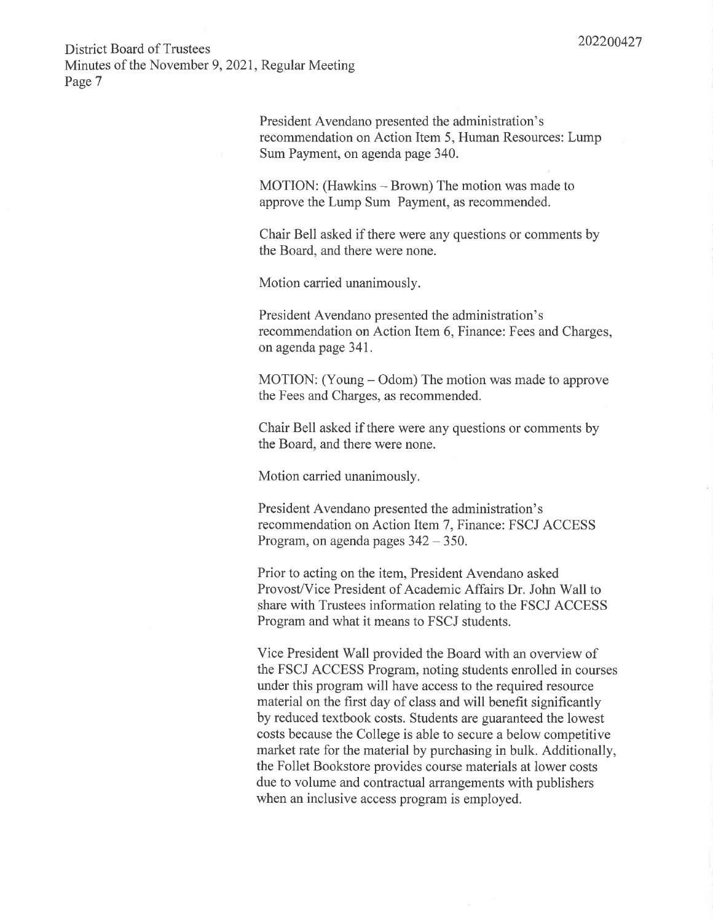President Avendano presented the administration's recommendation on Action Item 5, Human Resources: Lump Sum Payment, on agenda page 340.

MOTION: (Hawkins – Brown) The motion was made to approve the Lump Sum Payment, as recommended.

Chair Bell asked if there were any questions or comments by the Board, and there were none.

Motion carried unanimously.

President Avendano presented the administration's recommendation on Action Item 6, Finance: Fees and Charges, on agenda page 341.

MOTION: (Young – Odom) The motion was made to approve the Fees and Charges, as recommended.

Chair Bell asked if there were any questions or comments by the Board, and there were none.

Motion carried unanimously.

President Avendano presented the administration's recommendation on Action Item 7, Finance: FSCJ ACCESS Program, on agenda pages 342 – 350.

Prior to acting on the item, President Avendano asked Provost/Vice President of Academic Affairs Dr. John Wall to share with Trustees information relating to the FSCJ ACCESS Program and what it means to FSCJ students.

Vice President Wall provided the Board with an overview of the FSCJ ACCESS Program, noting students enrolled in courses under this program will have access to the required resource material on the first day of class and will benefit significantly by reduced textbook costs. Students are guaranteed the lowest costs because the College is able to secure a below competitive market rate for the material by purchasing in bulk. Additionally, the Follet Bookstore provides course materials at lower costs due to volume and contractual arrangements with publishers when an inclusive access program is employed.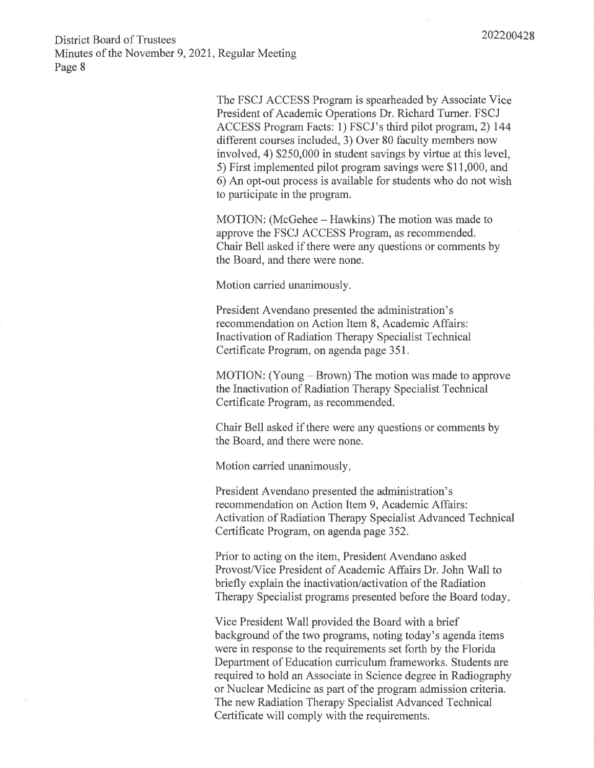The FSCJ ACCESS Program is spearheaded by Associate Vice President of Academic Operations Dr. Richard Turner. FSCJ ACCESS Program Facts: 1) FSCJ's third pilot program, 2) 144 different courses included, 3) Over 80 faculty members now involved, 4) $250,000 in student savings by virtue at this level, 5) First implemented pilot program savings were $11,000, and 6) An opt-out process is available for students who do not wish to participate in the program.

MOTION: (McGehee – Hawkins) The motion was made to approve the FSCJ ACCESS Program, as recommended. Chair Bell asked if there were any questions or comments by the Board, and there were none.

Motion carried unanimously.

President Avendano presented the administration's recommendation on Action Item 8, Academic Affairs: Inactivation of Radiation Therapy Specialist Technical Certificate Program, on agenda page 351.

MOTION: (Young – Brown) The motion was made to approve the Inactivation of Radiation Therapy Specialist Technical Certificate Program, as recommended.

Chair Bell asked if there were any questions or comments by the Board, and there were none.

Motion carried unanimously.

President Avendano presented the administration's recommendation on Action Item 9, Academic Affairs: Activation of Radiation Therapy Specialist Advanced Technical Certificate Program, on agenda page 352.

Prior to acting on the item, President Avendano asked Provost/Vice President of Academic Affairs Dr. John Wall to briefly explain the inactivation/activation of the Radiation Therapy Specialist programs presented before the Board today.

Vice President Wall provided the Board with a brief background of the two programs, noting today's agenda items were in response to the requirements set forth by the Florida Department of Education curriculum frameworks. Students are required to hold an Associate in Science degree in Radiography or Nuclear Medicine as part of the program admission criteria. The new Radiation Therapy Specialist Advanced Technical Certificate will comply with the requirements.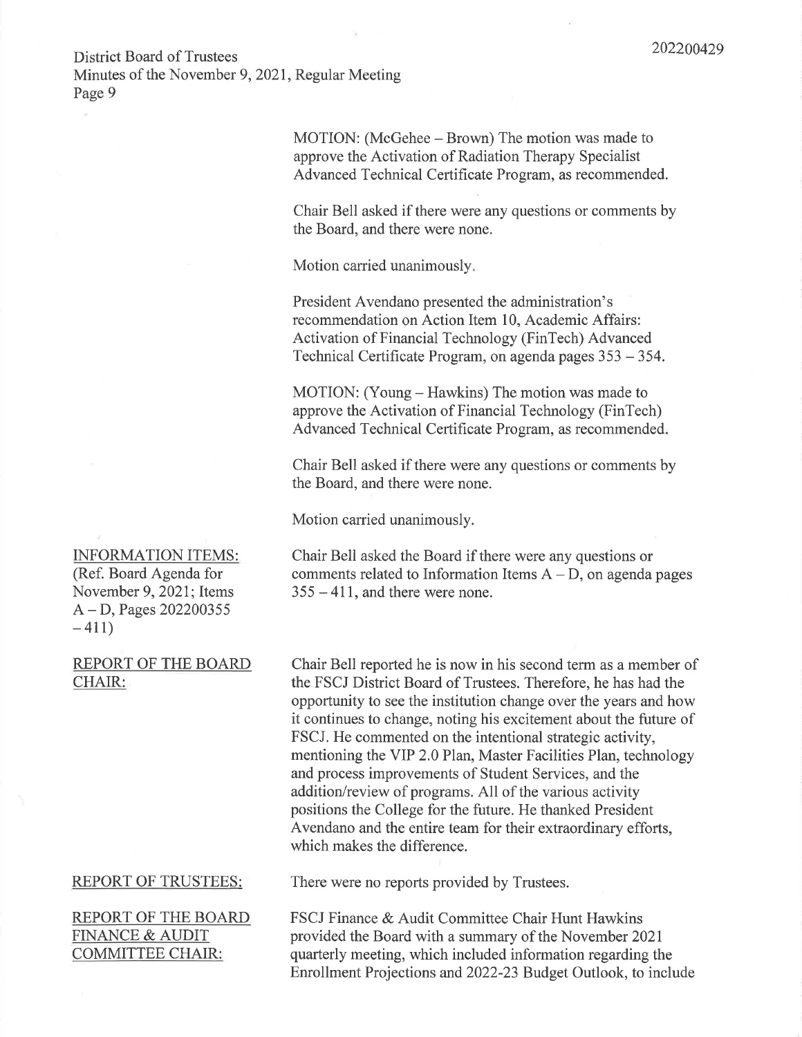MOTION: (McGehee – Brown) The motion was made to approve the Activation of Radiation Therapy Specialist Advanced Technical Certificate Program, as recommended.

Chair Bell asked if there were any questions or comments by the Board, and there were none.

Motion carried unanimously.

President Avendano presented the administration's recommendation on Action Item 10, Academic Affairs: Activation of Financial Technology (FinTech) Advanced Technical Certificate Program, on agenda pages 353 – 354.

MOTION: (Young – Hawkins) The motion was made to approve the Activation of Financial Technology (FinTech) Advanced Technical Certificate Program, as recommended.

Chair Bell asked if there were any questions or comments by the Board, and there were none.

Motion carried unanimously.

**INFORMATION ITEMS:** (Ref. Board Agenda for November 9, 2021; Items A – D, Pages 202200355 – 411)

Chair Bell asked the Board if there were any questions or comments related to Information Items A – D, on agenda pages 355 – 411, and there were none.

**REPORT OF THE BOARD CHAIR:**

Chair Bell reported he is now in his second term as a member of the FSCJ District Board of Trustees. Therefore, he has had the opportunity to see the institution change over the years and how it continues to change, noting his excitement about the future of FSCJ. He commented on the intentional strategic activity, mentioning the VIP 2.0 Plan, Master Facilities Plan, technology and process improvements of Student Services, and the addition/review of programs. All of the various activity positions the College for the future. He thanked President Avendano and the entire team for their extraordinary efforts, which makes the difference.

**REPORT OF TRUSTEES:**

There were no reports provided by Trustees.

**REPORT OF THE BOARD FINANCE & AUDIT COMMITTEE CHAIR:**

FSCJ Finance & Audit Committee Chair Hunt Hawkins provided the Board with a summary of the November 2021 quarterly meeting, which included information regarding the Enrollment Projections and 2022-23 Budget Outlook, to include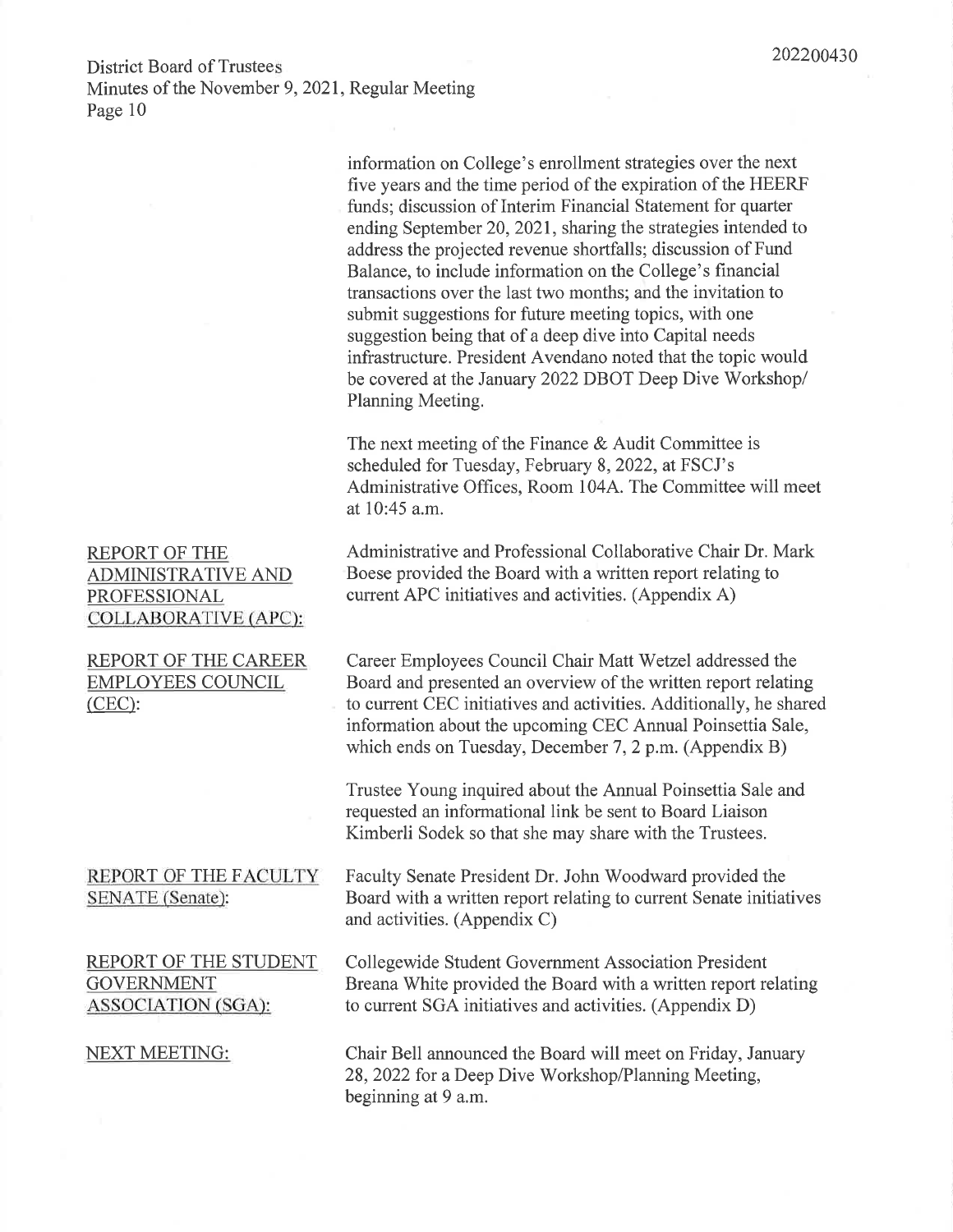information on College's enrollment strategies over the next five years and the time period of the expiration of the HEERF funds; discussion of Interim Financial Statement for quarter ending September 20, 2021, sharing the strategies intended to address the projected revenue shortfalls; discussion of Fund Balance, to include information on the College's financial transactions over the last two months; and the invitation to submit suggestions for future meeting topics, with one suggestion being that of a deep dive into Capital needs infrastructure. President Avendano noted that the topic would be covered at the January 2022 DBOT Deep Dive Workshop/ Planning Meeting.

The next meeting of the Finance & Audit Committee is scheduled for Tuesday, February 8, 2022, at FSCJ's Administrative Offices, Room 104A. The Committee will meet at 10:45 a.m.

**REPORT OF THE ADMINISTRATIVE AND PROFESSIONAL COLLABORATIVE (APC):**

Administrative and Professional Collaborative Chair Dr. Mark Boese provided the Board with a written report relating to current APC initiatives and activities. (Appendix A)

**REPORT OF THE CAREER EMPLOYEES COUNCIL (CEC):**

Career Employees Council Chair Matt Wetzel addressed the Board and presented an overview of the written report relating to current CEC initiatives and activities. Additionally, he shared information about the upcoming CEC Annual Poinsettia Sale, which ends on Tuesday, December 7, 2 p.m. (Appendix B)

Trustee Young inquired about the Annual Poinsettia Sale and requested an informational link be sent to Board Liaison Kimberli Sodek so that she may share with the Trustees.

**REPORT OF THE FACULTY SENATE (Senate):**

Faculty Senate President Dr. John Woodward provided the Board with a written report relating to current Senate initiatives and activities. (Appendix C)

**REPORT OF THE STUDENT GOVERNMENT ASSOCIATION (SGA):**

Collegewide Student Government Association President Breana White provided the Board with a written report relating to current SGA initiatives and activities. (Appendix D)

**NEXT MEETING:**

Chair Bell announced the Board will meet on Friday, January 28, 2022 for a Deep Dive Workshop/Planning Meeting, beginning at 9 a.m.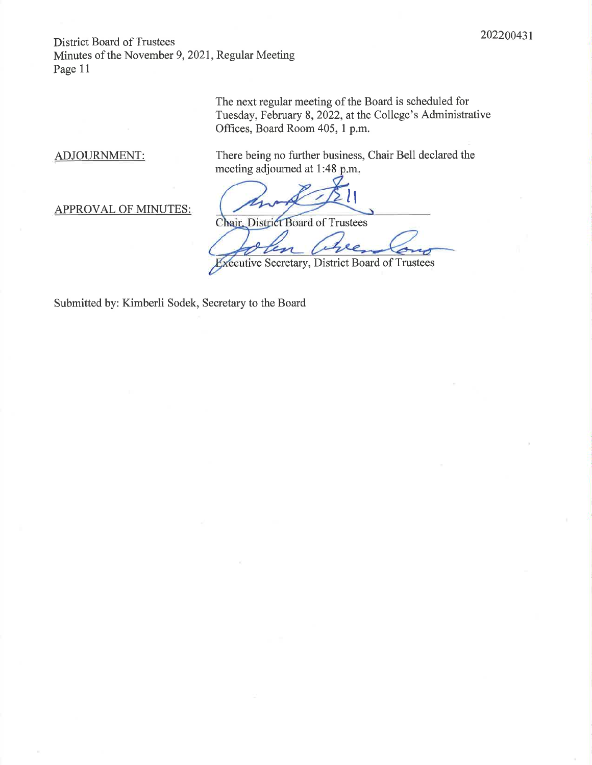The next regular meeting of the Board is scheduled for Tuesday, February 8, 2022, at the College's Administrative Offices, Board Room 405, 1 p.m.

ADJOURNMENT: There being no further business, Chair Bell declared the meeting adjourned at 1:48 p.m.

APPROVAL OF MINUTES:

Chair, District Board of Trustees

Executive Secretary, District Board of Trustees

Submitted by: Kimberli Sodek, Secretary to the Board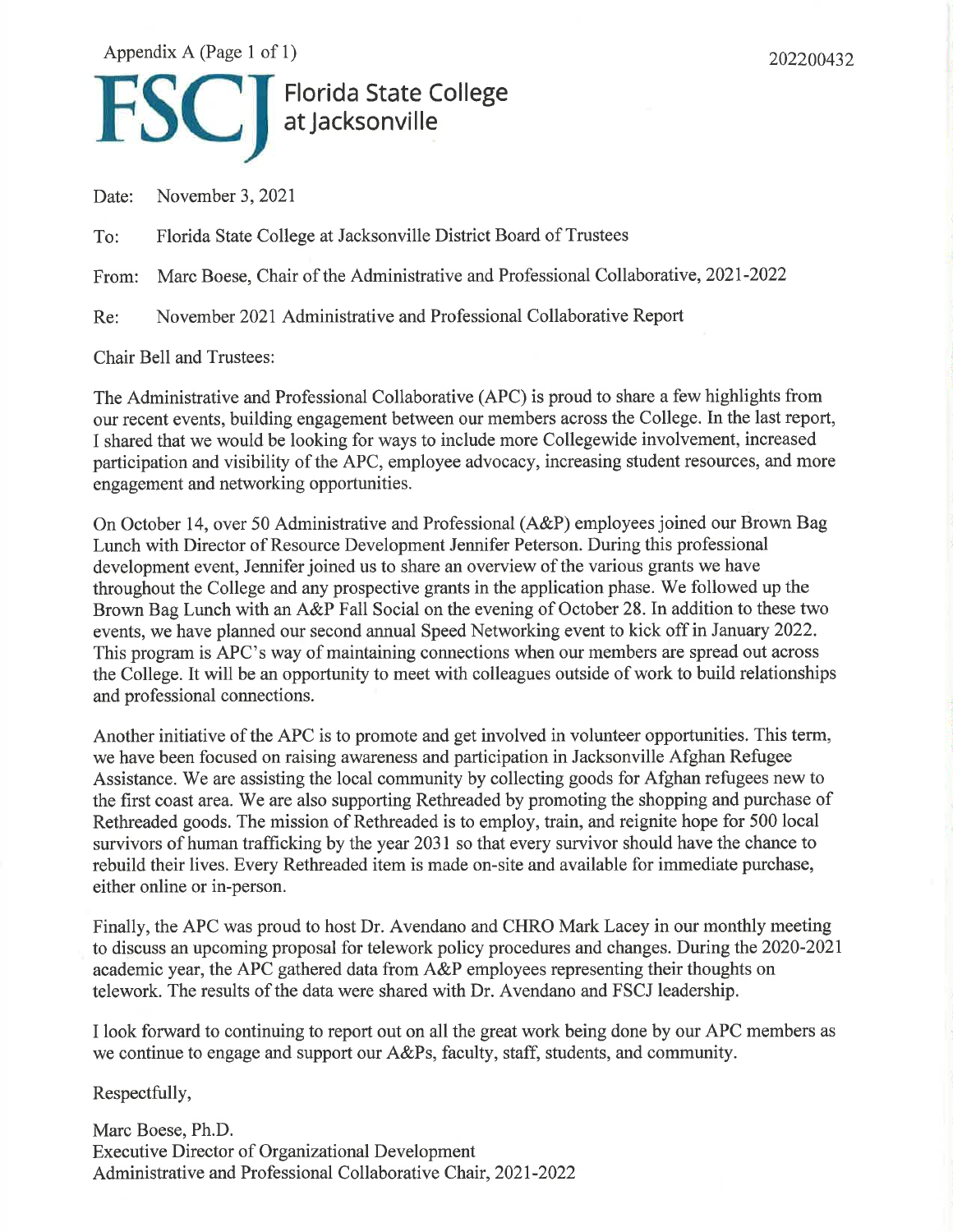Appendix A (Page 1 of 1)

202200432

**FSCJ** Florida State College at Jacksonville

Date: November 3, 2021

To: Florida State College at Jacksonville District Board of Trustees

From: Marc Boese, Chair of the Administrative and Professional Collaborative, 2021-2022

Re: November 2021 Administrative and Professional Collaborative Report

Chair Bell and Trustees:

The Administrative and Professional Collaborative (APC) is proud to share a few highlights from our recent events, building engagement between our members across the College. In the last report, I shared that we would be looking for ways to include more Collegewide involvement, increased participation and visibility of the APC, employee advocacy, increasing student resources, and more engagement and networking opportunities.

On October 14, over 50 Administrative and Professional (A&P) employees joined our Brown Bag Lunch with Director of Resource Development Jennifer Peterson. During this professional development event, Jennifer joined us to share an overview of the various grants we have throughout the College and any prospective grants in the application phase. We followed up the Brown Bag Lunch with an A&P Fall Social on the evening of October 28. In addition to these two events, we have planned our second annual Speed Networking event to kick off in January 2022. This program is APC's way of maintaining connections when our members are spread out across the College. It will be an opportunity to meet with colleagues outside of work to build relationships and professional connections.

Another initiative of the APC is to promote and get involved in volunteer opportunities. This term, we have been focused on raising awareness and participation in Jacksonville Afghan Refugee Assistance. We are assisting the local community by collecting goods for Afghan refugees new to the first coast area. We are also supporting Rethreaded by promoting the shopping and purchase of Rethreaded goods. The mission of Rethreaded is to employ, train, and reignite hope for 500 local survivors of human trafficking by the year 2031 so that every survivor should have the chance to rebuild their lives. Every Rethreaded item is made on-site and available for immediate purchase, either online or in-person.

Finally, the APC was proud to host Dr. Avendano and CHRO Mark Lacey in our monthly meeting to discuss an upcoming proposal for telework policy procedures and changes. During the 2020-2021 academic year, the APC gathered data from A&P employees representing their thoughts on telework. The results of the data were shared with Dr. Avendano and FSCJ leadership.

I look forward to continuing to report out on all the great work being done by our APC members as we continue to engage and support our A&Ps, faculty, staff, students, and community.

Respectfully,

Marc Boese, Ph.D.
Executive Director of Organizational Development
Administrative and Professional Collaborative Chair, 2021-2022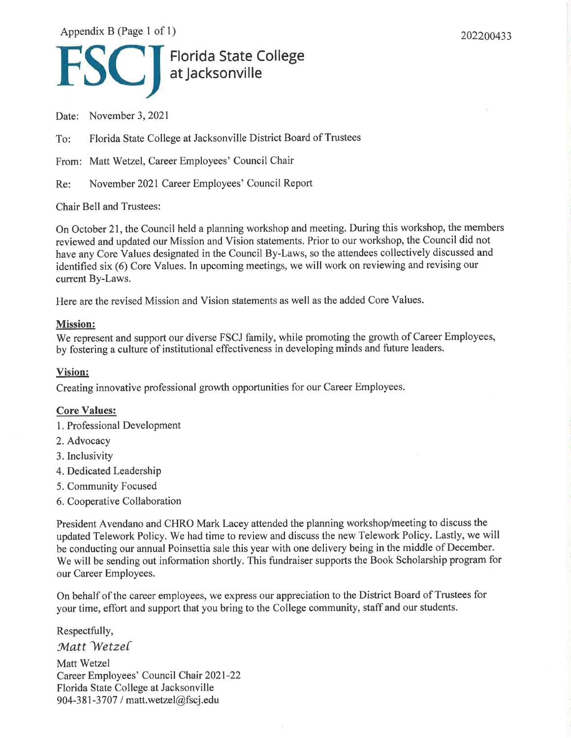Appendix B (Page 1 of 1)

202200433

# Florida State College at Jacksonville

Date: November 3, 2021

To: Florida State College at Jacksonville District Board of Trustees

From: Matt Wetzel, Career Employees' Council Chair

Re: November 2021 Career Employees' Council Report

Chair Bell and Trustees:

On October 21, the Council held a planning workshop and meeting. During this workshop, the members reviewed and updated our Mission and Vision statements. Prior to our workshop, the Council did not have any Core Values designated in the Council By-Laws, so the attendees collectively discussed and identified six (6) Core Values. In upcoming meetings, we will work on reviewing and revising our current By-Laws.

Here are the revised Mission and Vision statements as well as the added Core Values.

**Mission:**
We represent and support our diverse FSCJ family, while promoting the growth of Career Employees, by fostering a culture of institutional effectiveness in developing minds and future leaders.

**Vision:**
Creating innovative professional growth opportunities for our Career Employees.

**Core Values:**
1. Professional Development
2. Advocacy
3. Inclusivity
4. Dedicated Leadership
5. Community Focused
6. Cooperative Collaboration

President Avendano and CHRO Mark Lacey attended the planning workshop/meeting to discuss the updated Telework Policy. We had time to review and discuss the new Telework Policy. Lastly, we will be conducting our annual Poinsettia sale this year with one delivery being in the middle of December. We will be sending out information shortly. This fundraiser supports the Book Scholarship program for our Career Employees.

On behalf of the career employees, we express our appreciation to the District Board of Trustees for your time, effort and support that you bring to the College community, staff and our students.

Respectfully,

*Matt Wetzel*

Matt Wetzel
Career Employees' Council Chair 2021-22
Florida State College at Jacksonville
904-381-3707 / matt.wetzel@fscj.edu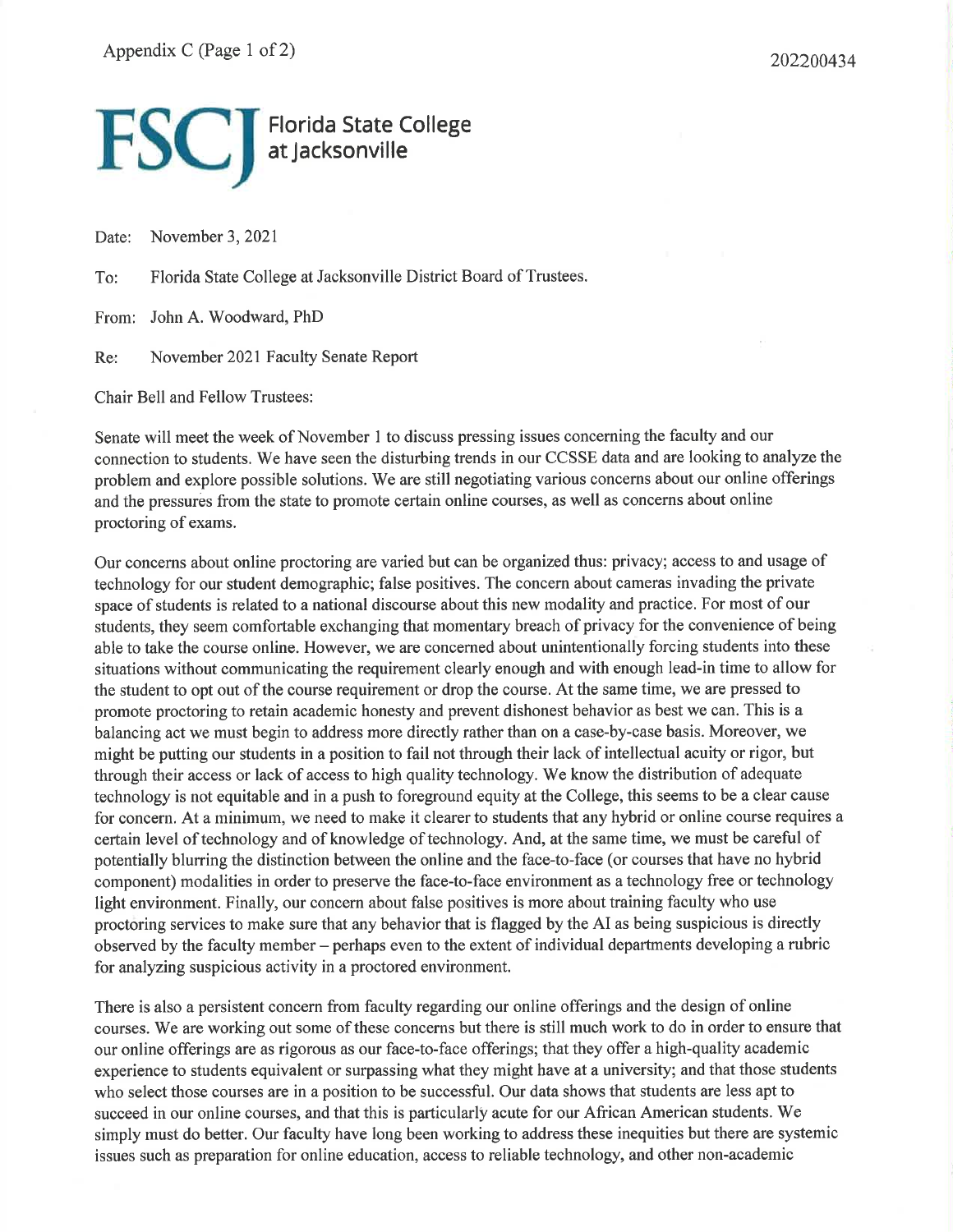Appendix C (Page 1 of 2)

202200434

**FSCJ** Florida State College at Jacksonville

Date: November 3, 2021

To: Florida State College at Jacksonville District Board of Trustees.

From: John A. Woodward, PhD

Re: November 2021 Faculty Senate Report

Chair Bell and Fellow Trustees:

Senate will meet the week of November 1 to discuss pressing issues concerning the faculty and our connection to students. We have seen the disturbing trends in our CCSSE data and are looking to analyze the problem and explore possible solutions. We are still negotiating various concerns about our online offerings and the pressures from the state to promote certain online courses, as well as concerns about online proctoring of exams.

Our concerns about online proctoring are varied but can be organized thus: privacy; access to and usage of technology for our student demographic; false positives. The concern about cameras invading the private space of students is related to a national discourse about this new modality and practice. For most of our students, they seem comfortable exchanging that momentary breach of privacy for the convenience of being able to take the course online. However, we are concerned about unintentionally forcing students into these situations without communicating the requirement clearly enough and with enough lead-in time to allow for the student to opt out of the course requirement or drop the course. At the same time, we are pressed to promote proctoring to retain academic honesty and prevent dishonest behavior as best we can. This is a balancing act we must begin to address more directly rather than on a case-by-case basis. Moreover, we might be putting our students in a position to fail not through their lack of intellectual acuity or rigor, but through their access or lack of access to high quality technology. We know the distribution of adequate technology is not equitable and in a push to foreground equity at the College, this seems to be a clear cause for concern. At a minimum, we need to make it clearer to students that any hybrid or online course requires a certain level of technology and of knowledge of technology. And, at the same time, we must be careful of potentially blurring the distinction between the online and the face-to-face (or courses that have no hybrid component) modalities in order to preserve the face-to-face environment as a technology free or technology light environment. Finally, our concern about false positives is more about training faculty who use proctoring services to make sure that any behavior that is flagged by the AI as being suspicious is directly observed by the faculty member – perhaps even to the extent of individual departments developing a rubric for analyzing suspicious activity in a proctored environment.

There is also a persistent concern from faculty regarding our online offerings and the design of online courses. We are working out some of these concerns but there is still much work to do in order to ensure that our online offerings are as rigorous as our face-to-face offerings; that they offer a high-quality academic experience to students equivalent or surpassing what they might have at a university; and that those students who select those courses are in a position to be successful. Our data shows that students are less apt to succeed in our online courses, and that this is particularly acute for our African American students. We simply must do better. Our faculty have long been working to address these inequities but there are systemic issues such as preparation for online education, access to reliable technology, and other non-academic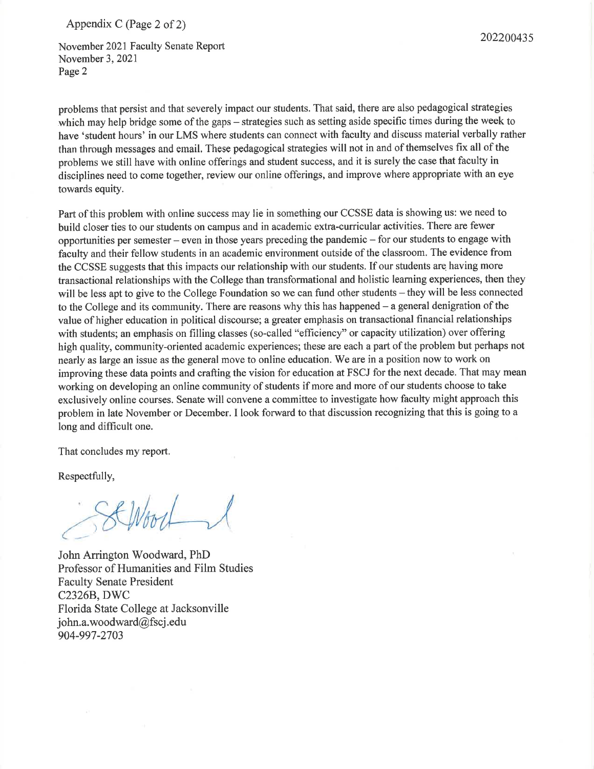problems that persist and that severely impact our students. That said, there are also pedagogical strategies which may help bridge some of the gaps – strategies such as setting aside specific times during the week to have 'student hours' in our LMS where students can connect with faculty and discuss material verbally rather than through messages and email. These pedagogical strategies will not in and of themselves fix all of the problems we still have with online offerings and student success, and it is surely the case that faculty in disciplines need to come together, review our online offerings, and improve where appropriate with an eye towards equity.

Part of this problem with online success may lie in something our CCSSE data is showing us: we need to build closer ties to our students on campus and in academic extra-curricular activities. There are fewer opportunities per semester – even in those years preceding the pandemic – for our students to engage with faculty and their fellow students in an academic environment outside of the classroom. The evidence from the CCSSE suggests that this impacts our relationship with our students. If our students are having more transactional relationships with the College than transformational and holistic learning experiences, then they will be less apt to give to the College Foundation so we can fund other students – they will be less connected to the College and its community. There are reasons why this has happened – a general denigration of the value of higher education in political discourse; a greater emphasis on transactional financial relationships with students; an emphasis on filling classes (so-called "efficiency" or capacity utilization) over offering high quality, community-oriented academic experiences; these are each a part of the problem but perhaps not nearly as large an issue as the general move to online education. We are in a position now to work on improving these data points and crafting the vision for education at FSCJ for the next decade. That may mean working on developing an online community of students if more and more of our students choose to take exclusively online courses. Senate will convene a committee to investigate how faculty might approach this problem in late November or December. I look forward to that discussion recognizing that this is going to a long and difficult one.

That concludes my report.

Respectfully,

John Arrington Woodward, PhD
Professor of Humanities and Film Studies
Faculty Senate President
C2326B, DWC
Florida State College at Jacksonville
john.a.woodward@fscj.edu
904-997-2703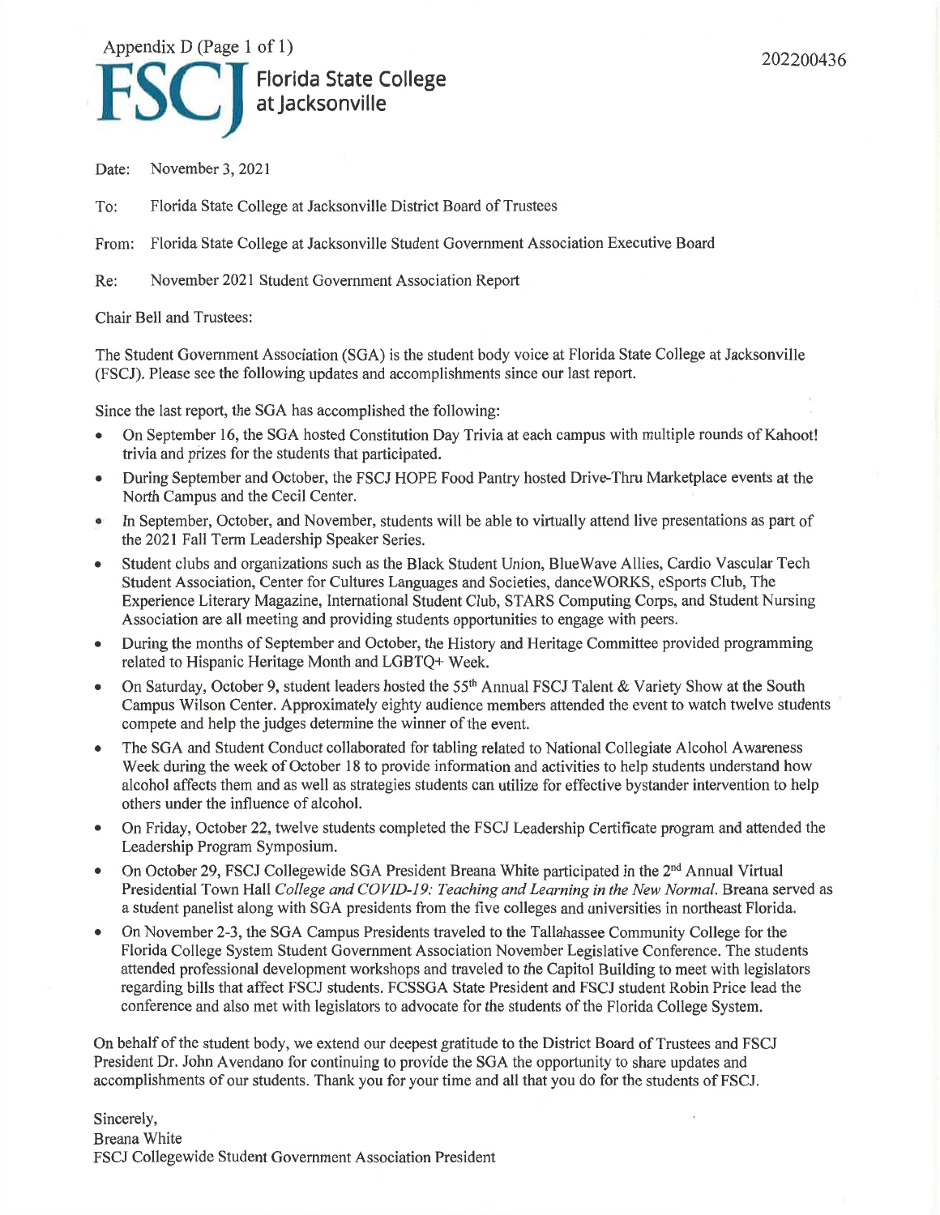Appendix D (Page 1 of 1)

202200436

# FSCJ Florida State College at Jacksonville

Date: November 3, 2021

To: Florida State College at Jacksonville District Board of Trustees

From: Florida State College at Jacksonville Student Government Association Executive Board

Re: November 2021 Student Government Association Report

Chair Bell and Trustees:

The Student Government Association (SGA) is the student body voice at Florida State College at Jacksonville (FSCJ). Please see the following updates and accomplishments since our last report.

Since the last report, the SGA has accomplished the following:

- On September 16, the SGA hosted Constitution Day Trivia at each campus with multiple rounds of Kahoot! trivia and prizes for the students that participated.
- During September and October, the FSCJ HOPE Food Pantry hosted Drive-Thru Marketplace events at the North Campus and the Cecil Center.
- In September, October, and November, students will be able to virtually attend live presentations as part of the 2021 Fall Term Leadership Speaker Series.
- Student clubs and organizations such as the Black Student Union, BlueWave Allies, Cardio Vascular Tech Student Association, Center for Cultures Languages and Societies, danceWORKS, eSports Club, The Experience Literary Magazine, International Student Club, STARS Computing Corps, and Student Nursing Association are all meeting and providing students opportunities to engage with peers.
- During the months of September and October, the History and Heritage Committee provided programming related to Hispanic Heritage Month and LGBTQ+ Week.
- On Saturday, October 9, student leaders hosted the 55th Annual FSCJ Talent & Variety Show at the South Campus Wilson Center. Approximately eighty audience members attended the event to watch twelve students compete and help the judges determine the winner of the event.
- The SGA and Student Conduct collaborated for tabling related to National Collegiate Alcohol Awareness Week during the week of October 18 to provide information and activities to help students understand how alcohol affects them and as well as strategies students can utilize for effective bystander intervention to help others under the influence of alcohol.
- On Friday, October 22, twelve students completed the FSCJ Leadership Certificate program and attended the Leadership Program Symposium.
- On October 29, FSCJ Collegewide SGA President Breana White participated in the 2nd Annual Virtual Presidential Town Hall *College and COVID-19: Teaching and Learning in the New Normal*. Breana served as a student panelist along with SGA presidents from the five colleges and universities in northeast Florida.
- On November 2-3, the SGA Campus Presidents traveled to the Tallahassee Community College for the Florida College System Student Government Association November Legislative Conference. The students attended professional development workshops and traveled to the Capitol Building to meet with legislators regarding bills that affect FSCJ students. FCSSGA State President and FSCJ student Robin Price lead the conference and also met with legislators to advocate for the students of the Florida College System.

On behalf of the student body, we extend our deepest gratitude to the District Board of Trustees and FSCJ President Dr. John Avendano for continuing to provide the SGA the opportunity to share updates and accomplishments of our students. Thank you for your time and all that you do for the students of FSCJ.

Sincerely,
Breana White
FSCJ Collegewide Student Government Association President